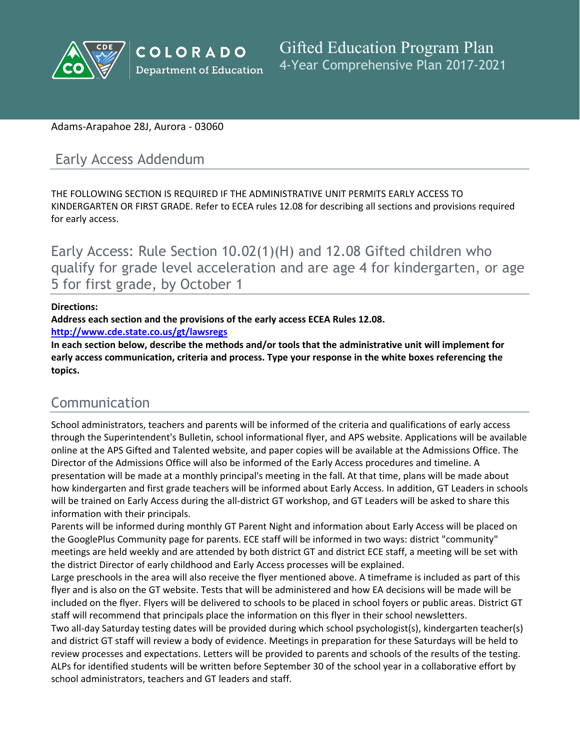# Gifted Education Program Plan

4-Year Comprehensive Plan 2017-2021

Adams-Arapahoe 28J, Aurora - 03060

## Early Access Addendum

THE FOLLOWING SECTION IS REQUIRED IF THE ADMINISTRATIVE UNIT PERMITS EARLY ACCESS TO KINDERGARTEN OR FIRST GRADE. Refer to ECEA rules 12.08 for describing all sections and provisions required for early access.

## Early Access: Rule Section 10.02(1)(H) and 12.08 Gifted children who qualify for grade level acceleration and are age 4 for kindergarten, or age 5 for first grade, by October 1

**Directions:**

**Address each section and the provisions of the early access ECEA Rules 12.08.**

**http://www.cde.state.co.us/gt/lawsregs**

**In each section below, describe the methods and/or tools that the administrative unit will implement for early access communication, criteria and process. Type your response in the white boxes referencing the topics.**

## Communication

School administrators, teachers and parents will be informed of the criteria and qualifications of early access through the Superintendent's Bulletin, school informational flyer, and APS website. Applications will be available online at the APS Gifted and Talented website, and paper copies will be available at the Admissions Office. The Director of the Admissions Office will also be informed of the Early Access procedures and timeline. A presentation will be made at a monthly principal's meeting in the fall. At that time, plans will be made about how kindergarten and first grade teachers will be informed about Early Access. In addition, GT Leaders in schools will be trained on Early Access during the all-district GT workshop, and GT Leaders will be asked to share this information with their principals.

Parents will be informed during monthly GT Parent Night and information about Early Access will be placed on the GooglePlus Community page for parents. ECE staff will be informed in two ways: district "community" meetings are held weekly and are attended by both district GT and district ECE staff, a meeting will be set with the district Director of early childhood and Early Access processes will be explained.

Large preschools in the area will also receive the flyer mentioned above. A timeframe is included as part of this flyer and is also on the GT website. Tests that will be administered and how EA decisions will be made will be included on the flyer. Flyers will be delivered to schools to be placed in school foyers or public areas. District GT staff will recommend that principals place the information on this flyer in their school newsletters.

Two all-day Saturday testing dates will be provided during which school psychologist(s), kindergarten teacher(s) and district GT staff will review a body of evidence. Meetings in preparation for these Saturdays will be held to review processes and expectations. Letters will be provided to parents and schools of the results of the testing. ALPs for identified students will be written before September 30 of the school year in a collaborative effort by school administrators, teachers and GT leaders and staff.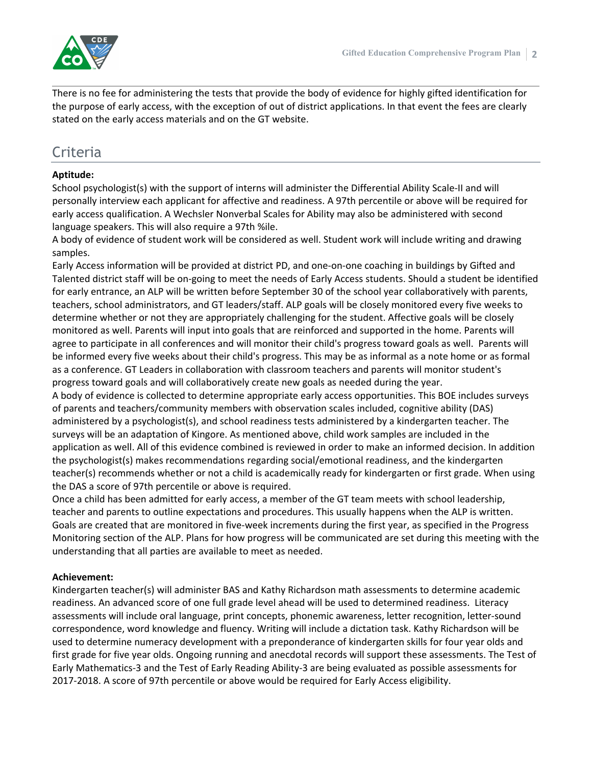There is no fee for administering the tests that provide the body of evidence for highly gifted identification for the purpose of early access, with the exception of out of district applications. In that event the fees are clearly stated on the early access materials and on the GT website.

## Criteria

**Aptitude:**

School psychologist(s) with the support of interns will administer the Differential Ability Scale-II and will personally interview each applicant for affective and readiness. A 97th percentile or above will be required for early access qualification. A Wechsler Nonverbal Scales for Ability may also be administered with second language speakers. This will also require a 97th %ile.

A body of evidence of student work will be considered as well. Student work will include writing and drawing samples.

Early Access information will be provided at district PD, and one-on-one coaching in buildings by Gifted and Talented district staff will be on-going to meet the needs of Early Access students. Should a student be identified for early entrance, an ALP will be written before September 30 of the school year collaboratively with parents, teachers, school administrators, and GT leaders/staff. ALP goals will be closely monitored every five weeks to determine whether or not they are appropriately challenging for the student. Affective goals will be closely monitored as well. Parents will input into goals that are reinforced and supported in the home. Parents will agree to participate in all conferences and will monitor their child's progress toward goals as well. Parents will be informed every five weeks about their child's progress. This may be as informal as a note home or as formal as a conference. GT Leaders in collaboration with classroom teachers and parents will monitor student's progress toward goals and will collaboratively create new goals as needed during the year.

A body of evidence is collected to determine appropriate early access opportunities. This BOE includes surveys of parents and teachers/community members with observation scales included, cognitive ability (DAS) administered by a psychologist(s), and school readiness tests administered by a kindergarten teacher. The surveys will be an adaptation of Kingore. As mentioned above, child work samples are included in the application as well. All of this evidence combined is reviewed in order to make an informed decision. In addition the psychologist(s) makes recommendations regarding social/emotional readiness, and the kindergarten teacher(s) recommends whether or not a child is academically ready for kindergarten or first grade. When using the DAS a score of 97th percentile or above is required.

Once a child has been admitted for early access, a member of the GT team meets with school leadership, teacher and parents to outline expectations and procedures. This usually happens when the ALP is written. Goals are created that are monitored in five-week increments during the first year, as specified in the Progress Monitoring section of the ALP. Plans for how progress will be communicated are set during this meeting with the understanding that all parties are available to meet as needed.

**Achievement:**

Kindergarten teacher(s) will administer BAS and Kathy Richardson math assessments to determine academic readiness. An advanced score of one full grade level ahead will be used to determined readiness. Literacy assessments will include oral language, print concepts, phonemic awareness, letter recognition, letter-sound correspondence, word knowledge and fluency. Writing will include a dictation task. Kathy Richardson will be used to determine numeracy development with a preponderance of kindergarten skills for four year olds and first grade for five year olds. Ongoing running and anecdotal records will support these assessments. The Test of Early Mathematics-3 and the Test of Early Reading Ability-3 are being evaluated as possible assessments for 2017-2018. A score of 97th percentile or above would be required for Early Access eligibility.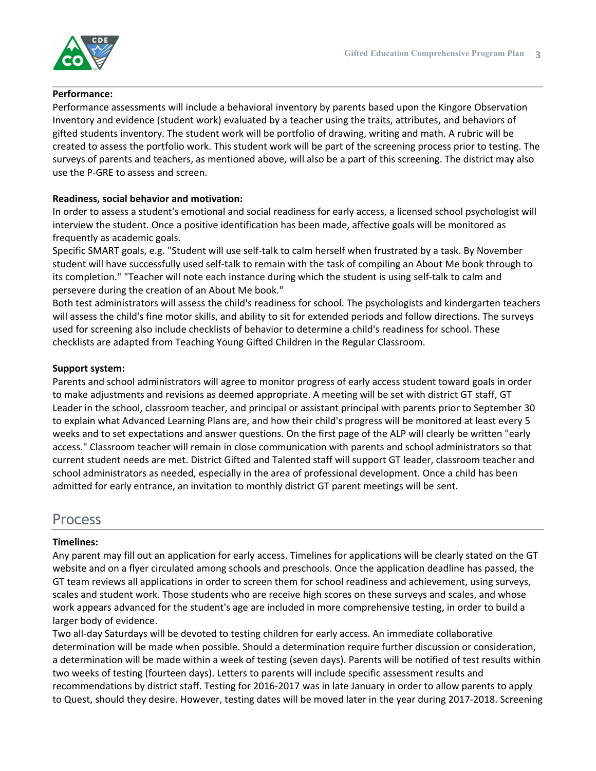**Performance:**

Performance assessments will include a behavioral inventory by parents based upon the Kingore Observation Inventory and evidence (student work) evaluated by a teacher using the traits, attributes, and behaviors of gifted students inventory. The student work will be portfolio of drawing, writing and math. A rubric will be created to assess the portfolio work. This student work will be part of the screening process prior to testing. The surveys of parents and teachers, as mentioned above, will also be a part of this screening. The district may also use the P-GRE to assess and screen.

**Readiness, social behavior and motivation:**

In order to assess a student's emotional and social readiness for early access, a licensed school psychologist will interview the student. Once a positive identification has been made, affective goals will be monitored as frequently as academic goals.

Specific SMART goals, e.g. "Student will use self-talk to calm herself when frustrated by a task. By November student will have successfully used self-talk to remain with the task of compiling an About Me book through to its completion." "Teacher will note each instance during which the student is using self-talk to calm and persevere during the creation of an About Me book."

Both test administrators will assess the child's readiness for school. The psychologists and kindergarten teachers will assess the child's fine motor skills, and ability to sit for extended periods and follow directions. The surveys used for screening also include checklists of behavior to determine a child's readiness for school. These checklists are adapted from Teaching Young Gifted Children in the Regular Classroom.

**Support system:**

Parents and school administrators will agree to monitor progress of early access student toward goals in order to make adjustments and revisions as deemed appropriate. A meeting will be set with district GT staff, GT Leader in the school, classroom teacher, and principal or assistant principal with parents prior to September 30 to explain what Advanced Learning Plans are, and how their child's progress will be monitored at least every 5 weeks and to set expectations and answer questions. On the first page of the ALP will clearly be written "early access." Classroom teacher will remain in close communication with parents and school administrators so that current student needs are met. District Gifted and Talented staff will support GT leader, classroom teacher and school administrators as needed, especially in the area of professional development. Once a child has been admitted for early entrance, an invitation to monthly district GT parent meetings will be sent.

## Process

**Timelines:**

Any parent may fill out an application for early access. Timelines for applications will be clearly stated on the GT website and on a flyer circulated among schools and preschools. Once the application deadline has passed, the GT team reviews all applications in order to screen them for school readiness and achievement, using surveys, scales and student work. Those students who are receive high scores on these surveys and scales, and whose work appears advanced for the student's age are included in more comprehensive testing, in order to build a larger body of evidence.

Two all-day Saturdays will be devoted to testing children for early access. An immediate collaborative determination will be made when possible. Should a determination require further discussion or consideration, a determination will be made within a week of testing (seven days). Parents will be notified of test results within two weeks of testing (fourteen days). Letters to parents will include specific assessment results and recommendations by district staff. Testing for 2016-2017 was in late January in order to allow parents to apply to Quest, should they desire. However, testing dates will be moved later in the year during 2017-2018. Screening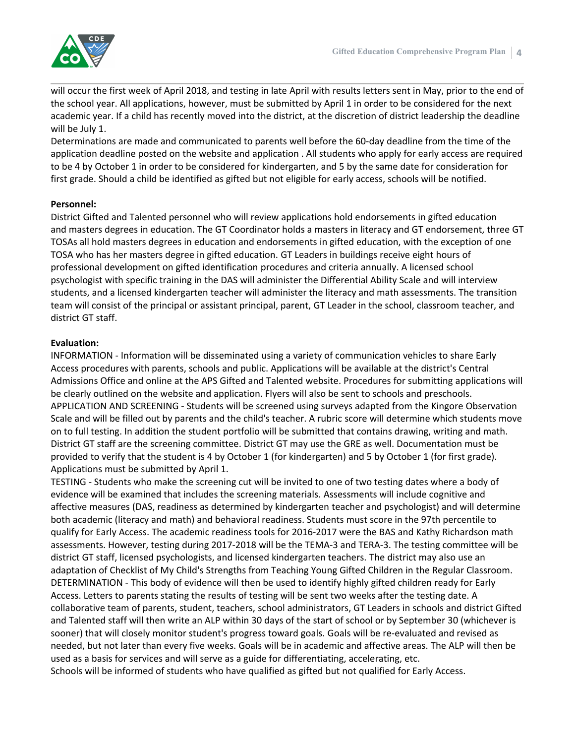will occur the first week of April 2018, and testing in late April with results letters sent in May, prior to the end of the school year. All applications, however, must be submitted by April 1 in order to be considered for the next academic year. If a child has recently moved into the district, at the discretion of district leadership the deadline will be July 1.

Determinations are made and communicated to parents well before the 60-day deadline from the time of the application deadline posted on the website and application . All students who apply for early access are required to be 4 by October 1 in order to be considered for kindergarten, and 5 by the same date for consideration for first grade. Should a child be identified as gifted but not eligible for early access, schools will be notified.

**Personnel:**

District Gifted and Talented personnel who will review applications hold endorsements in gifted education and masters degrees in education. The GT Coordinator holds a masters in literacy and GT endorsement, three GT TOSAs all hold masters degrees in education and endorsements in gifted education, with the exception of one TOSA who has her masters degree in gifted education. GT Leaders in buildings receive eight hours of professional development on gifted identification procedures and criteria annually. A licensed school psychologist with specific training in the DAS will administer the Differential Ability Scale and will interview students, and a licensed kindergarten teacher will administer the literacy and math assessments. The transition team will consist of the principal or assistant principal, parent, GT Leader in the school, classroom teacher, and district GT staff.

**Evaluation:**

INFORMATION - Information will be disseminated using a variety of communication vehicles to share Early Access procedures with parents, schools and public. Applications will be available at the district's Central Admissions Office and online at the APS Gifted and Talented website. Procedures for submitting applications will be clearly outlined on the website and application. Flyers will also be sent to schools and preschools.

APPLICATION AND SCREENING - Students will be screened using surveys adapted from the Kingore Observation Scale and will be filled out by parents and the child's teacher. A rubric score will determine which students move on to full testing. In addition the student portfolio will be submitted that contains drawing, writing and math. District GT staff are the screening committee. District GT may use the GRE as well. Documentation must be provided to verify that the student is 4 by October 1 (for kindergarten) and 5 by October 1 (for first grade). Applications must be submitted by April 1.

TESTING - Students who make the screening cut will be invited to one of two testing dates where a body of evidence will be examined that includes the screening materials. Assessments will include cognitive and affective measures (DAS, readiness as determined by kindergarten teacher and psychologist) and will determine both academic (literacy and math) and behavioral readiness. Students must score in the 97th percentile to qualify for Early Access. The academic readiness tools for 2016-2017 were the BAS and Kathy Richardson math assessments. However, testing during 2017-2018 will be the TEMA-3 and TERA-3. The testing committee will be district GT staff, licensed psychologists, and licensed kindergarten teachers. The district may also use an adaptation of Checklist of My Child's Strengths from Teaching Young Gifted Children in the Regular Classroom.

DETERMINATION - This body of evidence will then be used to identify highly gifted children ready for Early Access. Letters to parents stating the results of testing will be sent two weeks after the testing date. A collaborative team of parents, student, teachers, school administrators, GT Leaders in schools and district Gifted and Talented staff will then write an ALP within 30 days of the start of school or by September 30 (whichever is sooner) that will closely monitor student's progress toward goals. Goals will be re-evaluated and revised as needed, but not later than every five weeks. Goals will be in academic and affective areas. The ALP will then be used as a basis for services and will serve as a guide for differentiating, accelerating, etc.

Schools will be informed of students who have qualified as gifted but not qualified for Early Access.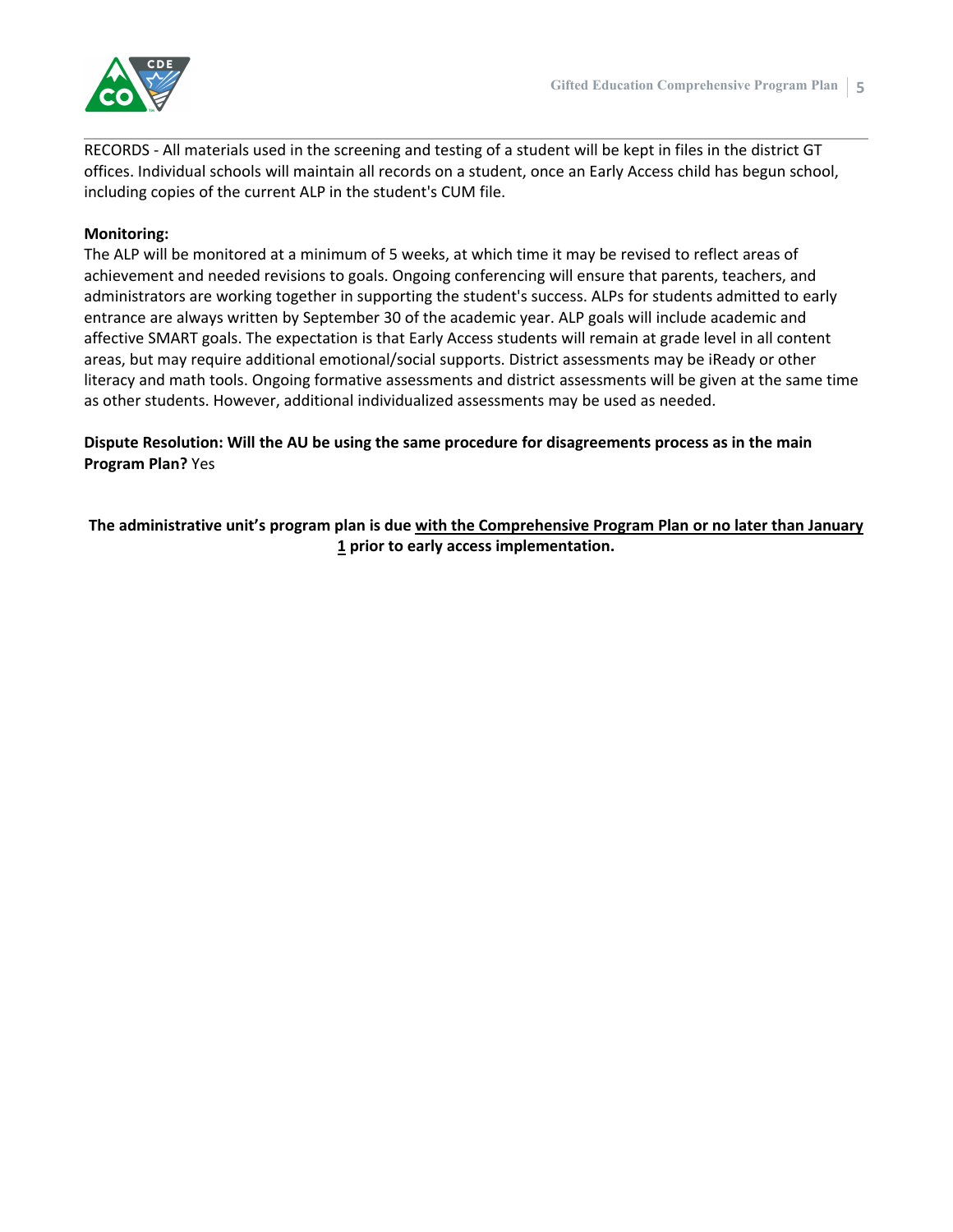RECORDS - All materials used in the screening and testing of a student will be kept in files in the district GT offices. Individual schools will maintain all records on a student, once an Early Access child has begun school, including copies of the current ALP in the student's CUM file.

**Monitoring:**
The ALP will be monitored at a minimum of 5 weeks, at which time it may be revised to reflect areas of achievement and needed revisions to goals. Ongoing conferencing will ensure that parents, teachers, and administrators are working together in supporting the student's success. ALPs for students admitted to early entrance are always written by September 30 of the academic year. ALP goals will include academic and affective SMART goals. The expectation is that Early Access students will remain at grade level in all content areas, but may require additional emotional/social supports. District assessments may be iReady or other literacy and math tools. Ongoing formative assessments and district assessments will be given at the same time as other students. However, additional individualized assessments may be used as needed.

**Dispute Resolution: Will the AU be using the same procedure for disagreements process as in the main Program Plan?** Yes

**The administrative unit's program plan is due <u>with the Comprehensive Program Plan or no later than January 1</u> prior to early access implementation.**